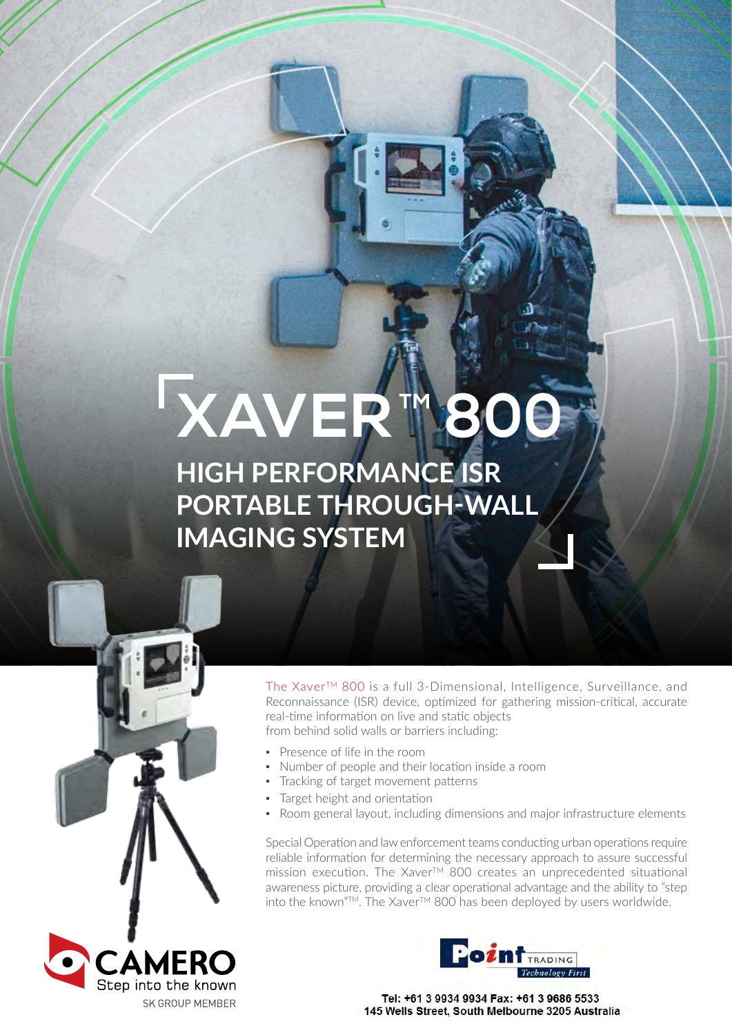# XAVER™ 800

## HIGH PERFORMANCE ISR PORTABLE THROUGH-WALL IMAGING SYSTEM

The Xaver™ 800 is a full 3-Dimensional, Intelligence, Surveillance, and Reconnaissance (ISR) device, optimized for gathering mission-critical, accurate real-time information on live and static objects from behind solid walls or barriers including:

- Presence of life in the room
- Number of people and their location inside a room
- Tracking of target movement patterns
- Target height and orientation
- Room general layout, including dimensions and major infrastructure elements

Special Operation and law enforcement teams conducting urban operations require reliable information for determining the necessary approach to assure successful mission execution. The Xaver™ 800 creates an unprecedented situational awareness picture, providing a clear operational advantage and the ability to "step into the known"™. The Xaver™ 800 has been deployed by users worldwide.

CAMERO
Step into the known
SK GROUP MEMBER

Point TRADING
Technology First

Tel: +61 3 9934 9934 Fax: +61 3 9686 5533
145 Wells Street, South Melbourne 3205 Australia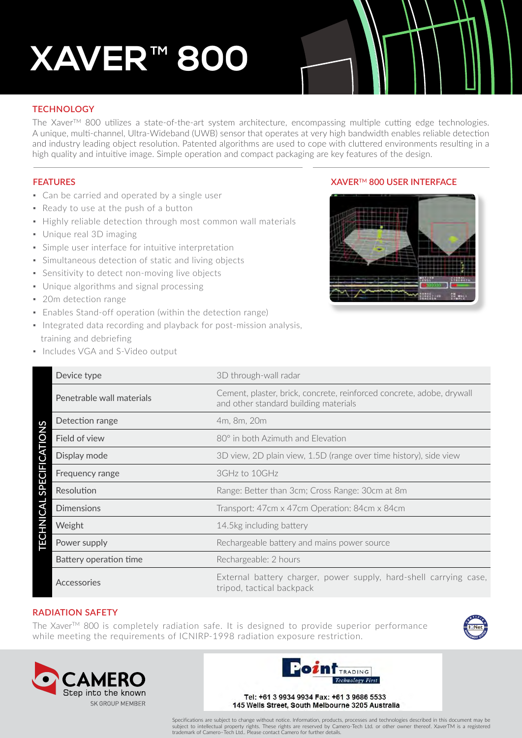# XAVER™ 800

## TECHNOLOGY

The Xaver™ 800 utilizes a state-of-the-art system architecture, encompassing multiple cutting edge technologies. A unique, multi-channel, Ultra-Wideband (UWB) sensor that operates at very high bandwidth enables reliable detection and industry leading object resolution. Patented algorithms are used to cope with cluttered environments resulting in a high quality and intuitive image. Simple operation and compact packaging are key features of the design.

## FEATURES

- Can be carried and operated by a single user
- Ready to use at the push of a button
- Highly reliable detection through most common wall materials
- Unique real 3D imaging
- Simple user interface for intuitive interpretation
- Simultaneous detection of static and living objects
- Sensitivity to detect non-moving live objects
- Unique algorithms and signal processing
- 20m detection range
- Enables Stand-off operation (within the detection range)
- Integrated data recording and playback for post-mission analysis, training and debriefing
- Includes VGA and S-Video output

## XAVER™ 800 USER INTERFACE

## TECHNICAL SPECIFICATIONS

| | |
|---|---|
| Device type | 3D through-wall radar |
| Penetrable wall materials | Cement, plaster, brick, concrete, reinforced concrete, adobe, drywall and other standard building materials |
| Detection range | 4m, 8m, 20m |
| Field of view | 80° in both Azimuth and Elevation |
| Display mode | 3D view, 2D plain view, 1.5D (range over time history), side view |
| Frequency range | 3GHz to 10GHz |
| Resolution | Range: Better than 3cm; Cross Range: 30cm at 8m |
| Dimensions | Transport: 47cm x 47cm Operation: 84cm x 84cm |
| Weight | 14.5kg including battery |
| Power supply | Rechargeable battery and mains power source |
| Battery operation time | Rechargeable: 2 hours |
| Accessories | External battery charger, power supply, hard-shell carrying case, tripod, tactical backpack |

## RADIATION SAFETY

The Xaver™ 800 is completely radiation safe. It is designed to provide superior performance while meeting the requirements of ICNIRP-1998 radiation exposure restriction.

CAMERO
Step into the known
SK GROUP MEMBER

Point TRADING
Technology First

Tel: +61 3 9934 9934 Fax: +61 3 9686 5533
145 Wells Street, South Melbourne 3205 Australia

Specifications are subject to change without notice. Information, products, processes and technologies described in this document may be subject to intellectual property rights. These rights are reserved by Camero-Tech Ltd. or other owner thereof. XaverTM is a registered trademark of Camero-Tech Ltd.. Please contact Camero for further details.